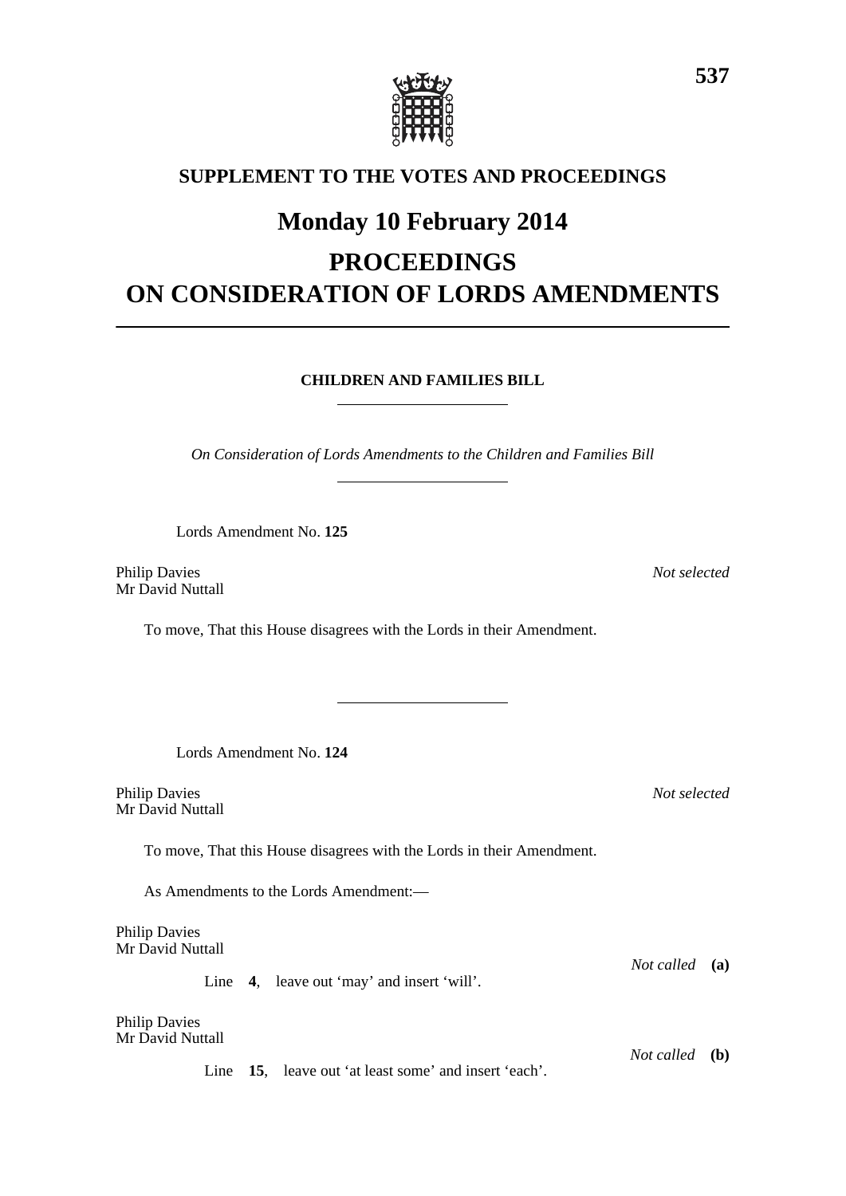## SUPPLEMENT TO THE VOTES AND PROCEEDINGS

# Monday 10 February 2014

# PROCEEDINGS ON CONSIDERATION OF LORDS AMENDMENTS

---

### CHILDREN AND FAMILIES BILL

---

*On Consideration of Lords Amendments to the Children and Families Bill*

---

Lords Amendment No. **125**

Philip Davies
Mr David Nuttall

*Not selected*

To move, That this House disagrees with the Lords in their Amendment.

---

Lords Amendment No. **124**

Philip Davies
Mr David Nuttall

*Not selected*

To move, That this House disagrees with the Lords in their Amendment.

As Amendments to the Lords Amendment:—

Philip Davies
Mr David Nuttall

*Not called* **(a)**

Line **4**, leave out 'may' and insert 'will'.

Philip Davies
Mr David Nuttall

*Not called* **(b)**

Line **15**, leave out 'at least some' and insert 'each'.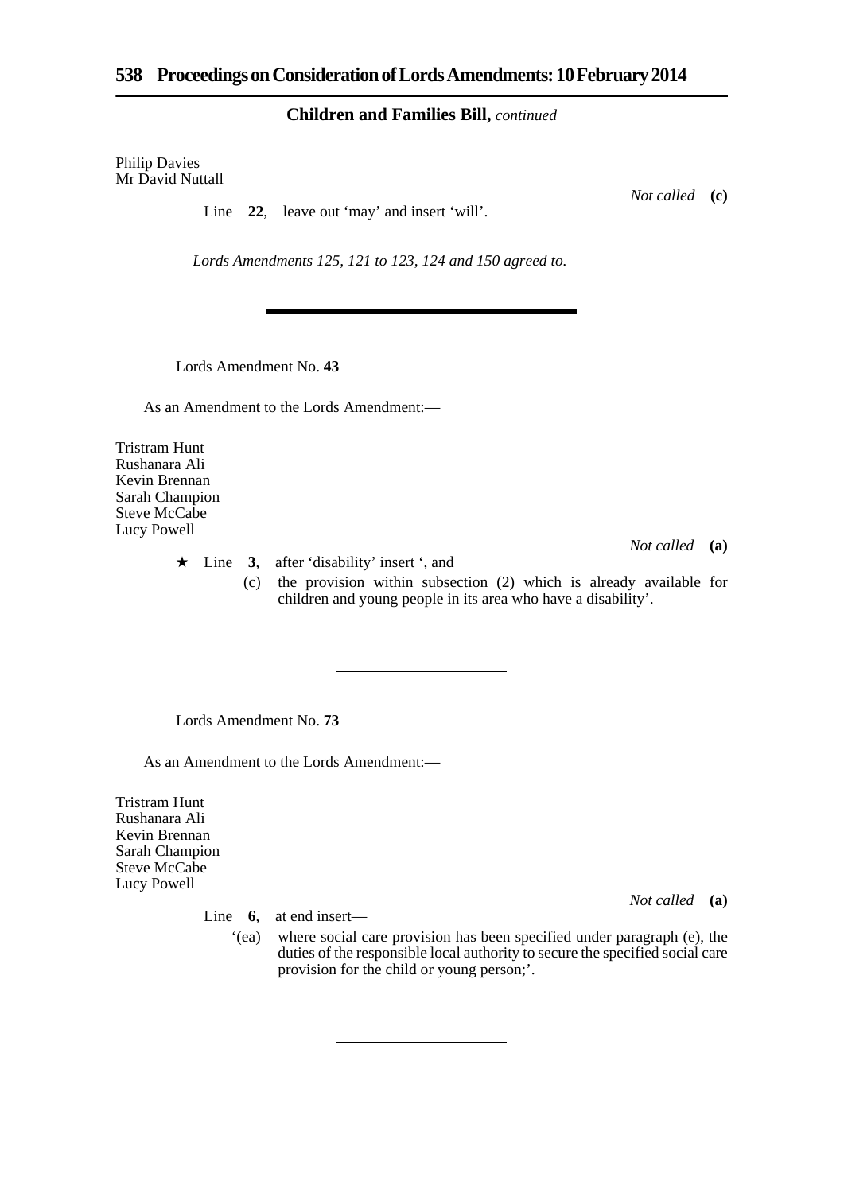**Children and Families Bill,** *continued*

Philip Davies
Mr David Nuttall

*Not called* **(c)**

Line **22**, leave out 'may' and insert 'will'.

*Lords Amendments 125, 121 to 123, 124 and 150 agreed to.*

---

Lords Amendment No. **43**

As an Amendment to the Lords Amendment:—

Tristram Hunt
Rushanara Ali
Kevin Brennan
Sarah Champion
Steve McCabe
Lucy Powell

*Not called* **(a)**

★ Line **3**, after 'disability' insert ', and

(c) the provision within subsection (2) which is already available for children and young people in its area who have a disability'.

---

Lords Amendment No. **73**

As an Amendment to the Lords Amendment:—

Tristram Hunt
Rushanara Ali
Kevin Brennan
Sarah Champion
Steve McCabe
Lucy Powell

*Not called* **(a)**

Line **6**, at end insert—

'(ea) where social care provision has been specified under paragraph (e), the duties of the responsible local authority to secure the specified social care provision for the child or young person;'.

---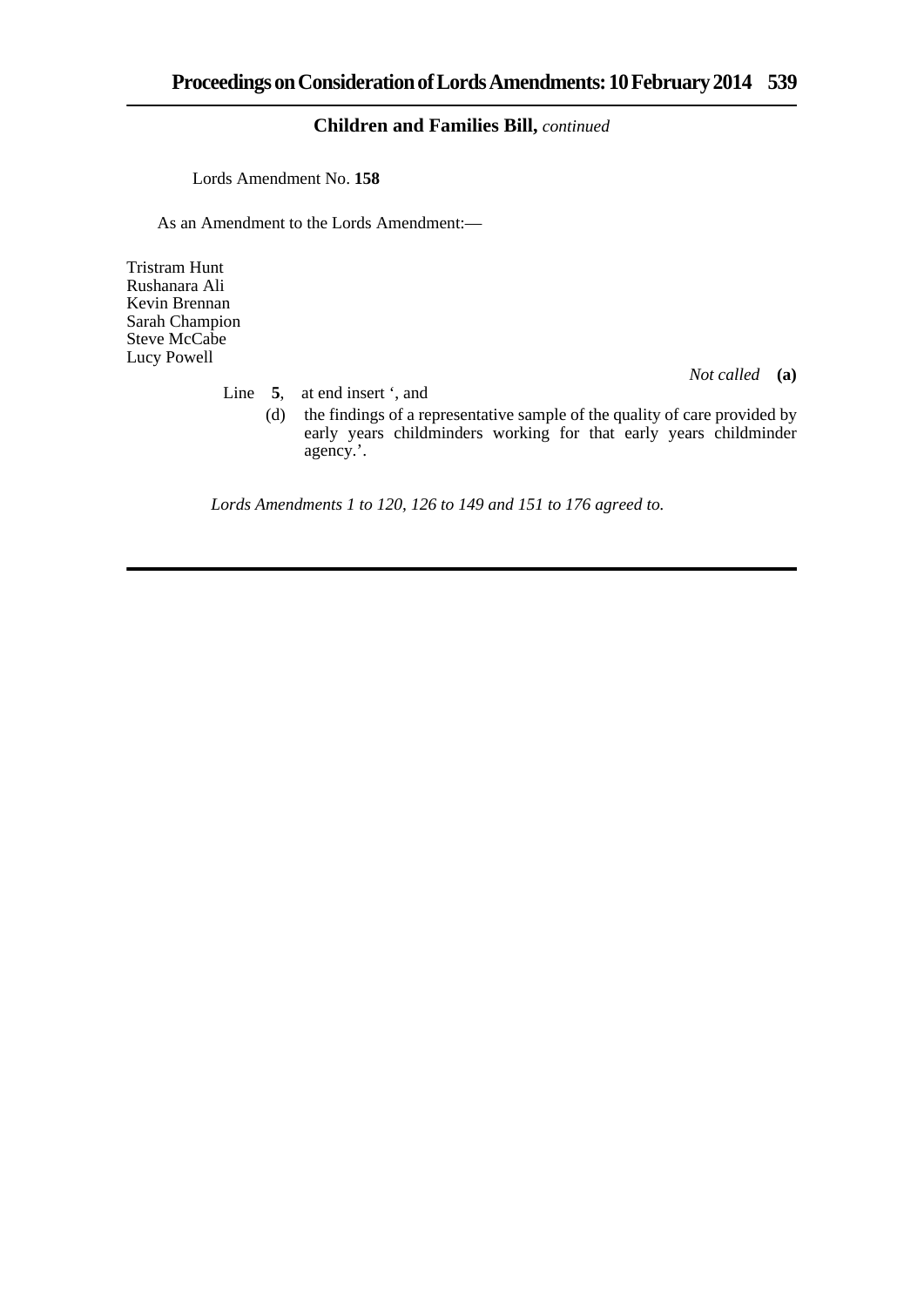## Children and Families Bill, *continued*

Lords Amendment No. **158**

As an Amendment to the Lords Amendment:—

Tristram Hunt
Rushanara Ali
Kevin Brennan
Sarah Champion
Steve McCabe
Lucy Powell

*Not called* **(a)**

Line **5**, at end insert ', and

(d) the findings of a representative sample of the quality of care provided by early years childminders working for that early years childminder agency.'.

*Lords Amendments 1 to 120, 126 to 149 and 151 to 176 agreed to.*